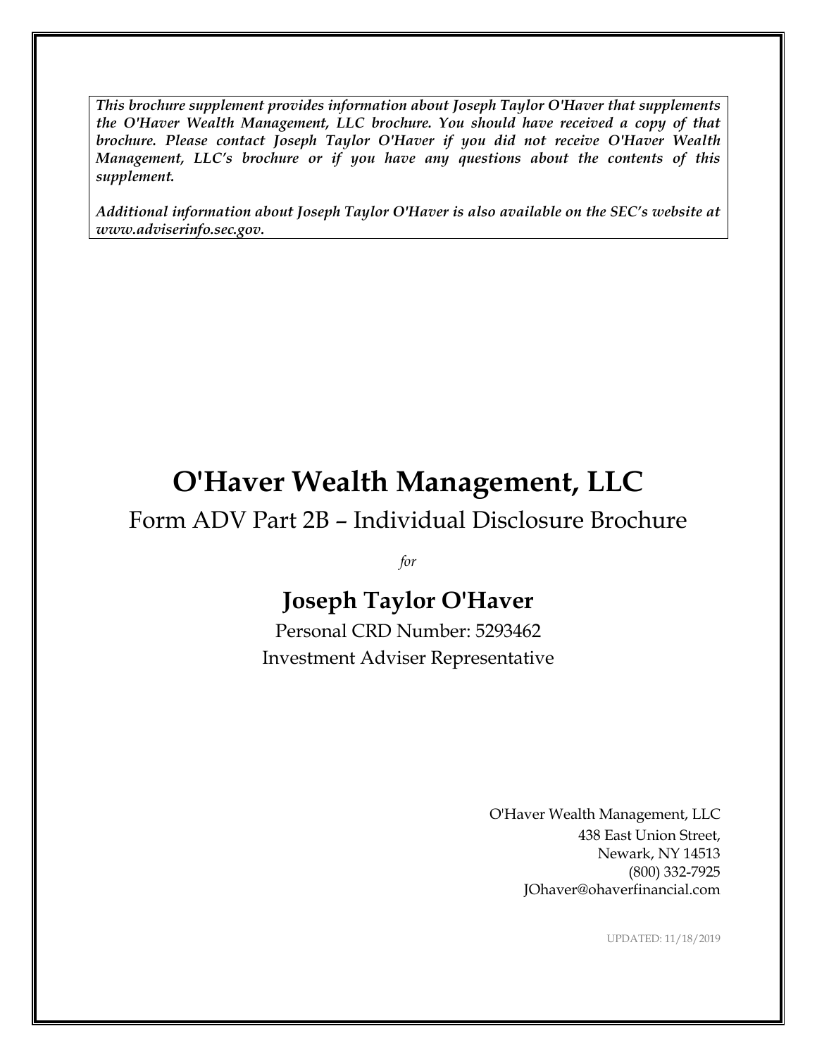***This brochure supplement provides information about Joseph Taylor O'Haver that supplements the O'Haver Wealth Management, LLC brochure. You should have received a copy of that brochure. Please contact Joseph Taylor O'Haver if you did not receive O'Haver Wealth Management, LLC's brochure or if you have any questions about the contents of this supplement.***

***Additional information about Joseph Taylor O'Haver is also available on the SEC's website at www.adviserinfo.sec.gov.***

# O'Haver Wealth Management, LLC

## Form ADV Part 2B – Individual Disclosure Brochure

*for*

## Joseph Taylor O'Haver

Personal CRD Number: 5293462

Investment Adviser Representative

O'Haver Wealth Management, LLC
438 East Union Street,
Newark, NY 14513
(800) 332-7925
JOhaver@ohaverfinancial.com

UPDATED: 11/18/2019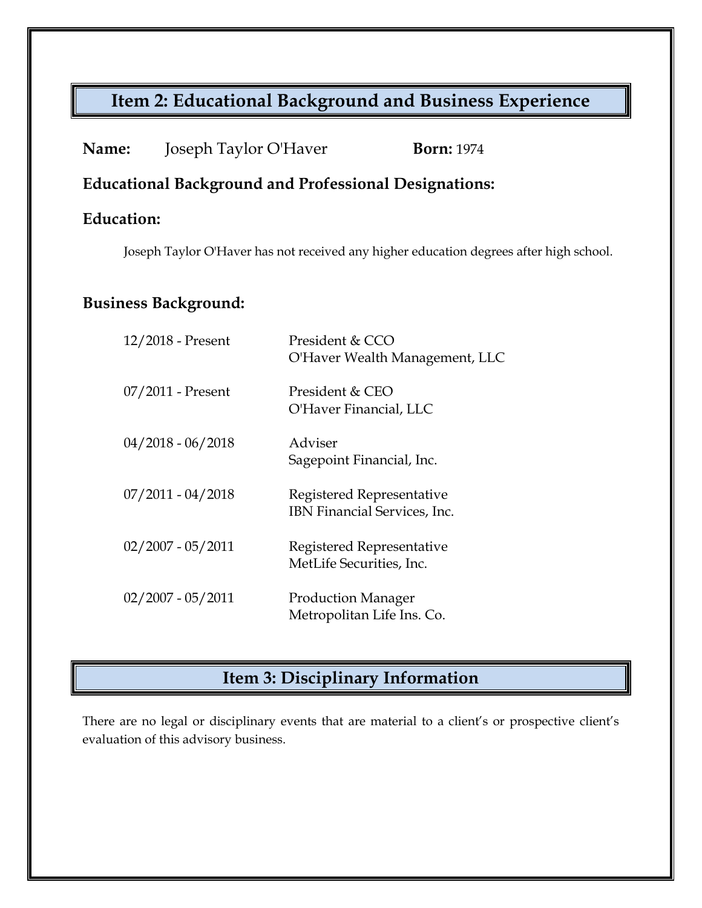## Item 2: Educational Background and Business Experience

**Name:** Joseph Taylor O'Haver **Born:** 1974

### Educational Background and Professional Designations:

### Education:

Joseph Taylor O'Haver has not received any higher education degrees after high school.

### Business Background:

| | |
|---|---|
| 12/2018 - Present | President & CCO<br>O'Haver Wealth Management, LLC |
| 07/2011 - Present | President & CEO<br>O'Haver Financial, LLC |
| 04/2018 - 06/2018 | Adviser<br>Sagepoint Financial, Inc. |
| 07/2011 - 04/2018 | Registered Representative<br>IBN Financial Services, Inc. |
| 02/2007 - 05/2011 | Registered Representative<br>MetLife Securities, Inc. |
| 02/2007 - 05/2011 | Production Manager<br>Metropolitan Life Ins. Co. |

## Item 3: Disciplinary Information

There are no legal or disciplinary events that are material to a client's or prospective client's evaluation of this advisory business.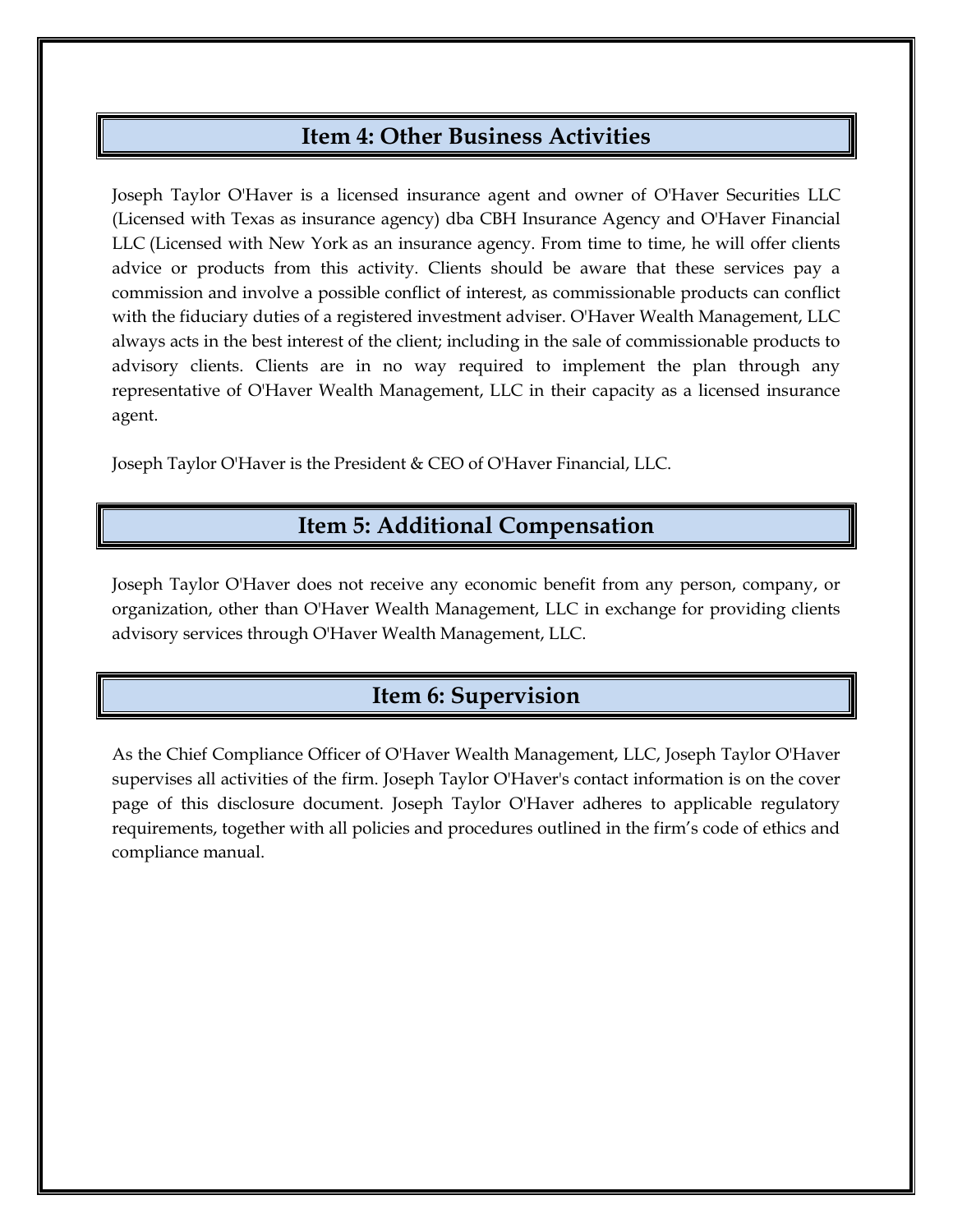## Item 4: Other Business Activities

Joseph Taylor O'Haver is a licensed insurance agent and owner of O'Haver Securities LLC (Licensed with Texas as insurance agency) dba CBH Insurance Agency and O'Haver Financial LLC (Licensed with New York as an insurance agency. From time to time, he will offer clients advice or products from this activity. Clients should be aware that these services pay a commission and involve a possible conflict of interest, as commissionable products can conflict with the fiduciary duties of a registered investment adviser. O'Haver Wealth Management, LLC always acts in the best interest of the client; including in the sale of commissionable products to advisory clients. Clients are in no way required to implement the plan through any representative of O'Haver Wealth Management, LLC in their capacity as a licensed insurance agent.

Joseph Taylor O'Haver is the President & CEO of O'Haver Financial, LLC.

## Item 5: Additional Compensation

Joseph Taylor O'Haver does not receive any economic benefit from any person, company, or organization, other than O'Haver Wealth Management, LLC in exchange for providing clients advisory services through O'Haver Wealth Management, LLC.

## Item 6: Supervision

As the Chief Compliance Officer of O'Haver Wealth Management, LLC, Joseph Taylor O'Haver supervises all activities of the firm. Joseph Taylor O'Haver's contact information is on the cover page of this disclosure document. Joseph Taylor O'Haver adheres to applicable regulatory requirements, together with all policies and procedures outlined in the firm's code of ethics and compliance manual.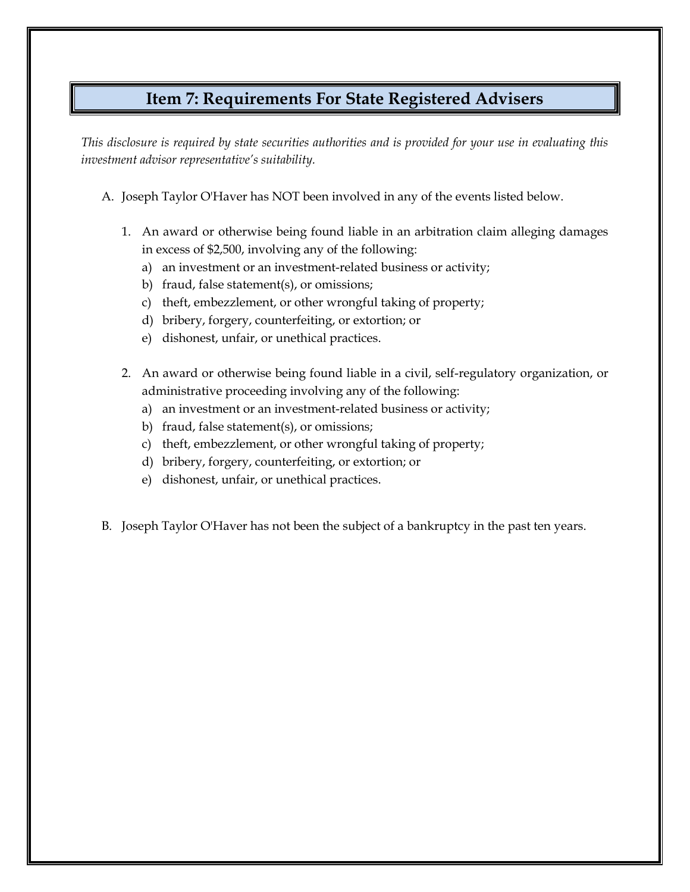## Item 7: Requirements For State Registered Advisers

*This disclosure is required by state securities authorities and is provided for your use in evaluating this investment advisor representative's suitability.*

A. Joseph Taylor O'Haver has NOT been involved in any of the events listed below.

   1. An award or otherwise being found liable in an arbitration claim alleging damages in excess of $2,500, involving any of the following:
      a) an investment or an investment-related business or activity;
      b) fraud, false statement(s), or omissions;
      c) theft, embezzlement, or other wrongful taking of property;
      d) bribery, forgery, counterfeiting, or extortion; or
      e) dishonest, unfair, or unethical practices.

   2. An award or otherwise being found liable in a civil, self-regulatory organization, or administrative proceeding involving any of the following:
      a) an investment or an investment-related business or activity;
      b) fraud, false statement(s), or omissions;
      c) theft, embezzlement, or other wrongful taking of property;
      d) bribery, forgery, counterfeiting, or extortion; or
      e) dishonest, unfair, or unethical practices.

B. Joseph Taylor O'Haver has not been the subject of a bankruptcy in the past ten years.